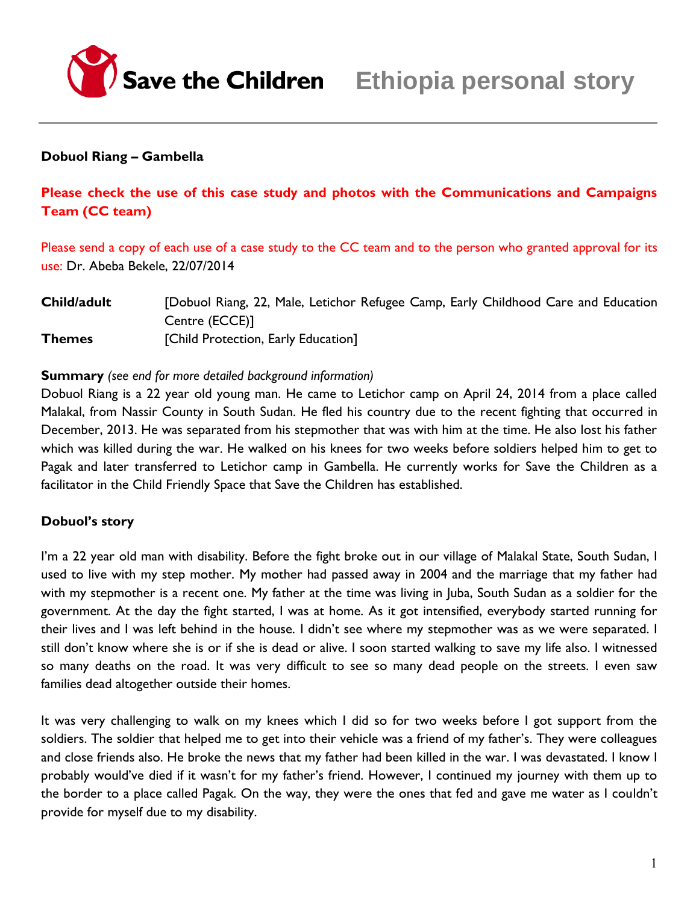Save the Children **Ethiopia personal story**

**Dobuol Riang – Gambella**

**Please check the use of this case study and photos with the Communications and Campaigns Team (CC team)**

Please send a copy of each use of a case study to the CC team and to the person who granted approval for its use: Dr. Abeba Bekele, 22/07/2014

| | |
|---|---|
| **Child/adult** | [Dobuol Riang, 22, Male, Letichor Refugee Camp, Early Childhood Care and Education Centre (ECCE)] |
| **Themes** | [Child Protection, Early Education] |

**Summary** *(see end for more detailed background information)*
Dobuol Riang is a 22 year old young man. He came to Letichor camp on April 24, 2014 from a place called Malakal, from Nassir County in South Sudan. He fled his country due to the recent fighting that occurred in December, 2013. He was separated from his stepmother that was with him at the time. He also lost his father which was killed during the war. He walked on his knees for two weeks before soldiers helped him to get to Pagak and later transferred to Letichor camp in Gambella. He currently works for Save the Children as a facilitator in the Child Friendly Space that Save the Children has established.

**Dobuol's story**

I'm a 22 year old man with disability. Before the fight broke out in our village of Malakal State, South Sudan, I used to live with my step mother. My mother had passed away in 2004 and the marriage that my father had with my stepmother is a recent one. My father at the time was living in Juba, South Sudan as a soldier for the government. At the day the fight started, I was at home. As it got intensified, everybody started running for their lives and I was left behind in the house. I didn't see where my stepmother was as we were separated. I still don't know where she is or if she is dead or alive. I soon started walking to save my life also. I witnessed so many deaths on the road. It was very difficult to see so many dead people on the streets. I even saw families dead altogether outside their homes.

It was very challenging to walk on my knees which I did so for two weeks before I got support from the soldiers. The soldier that helped me to get into their vehicle was a friend of my father's. They were colleagues and close friends also. He broke the news that my father had been killed in the war. I was devastated. I know I probably would've died if it wasn't for my father's friend. However, I continued my journey with them up to the border to a place called Pagak. On the way, they were the ones that fed and gave me water as I couldn't provide for myself due to my disability.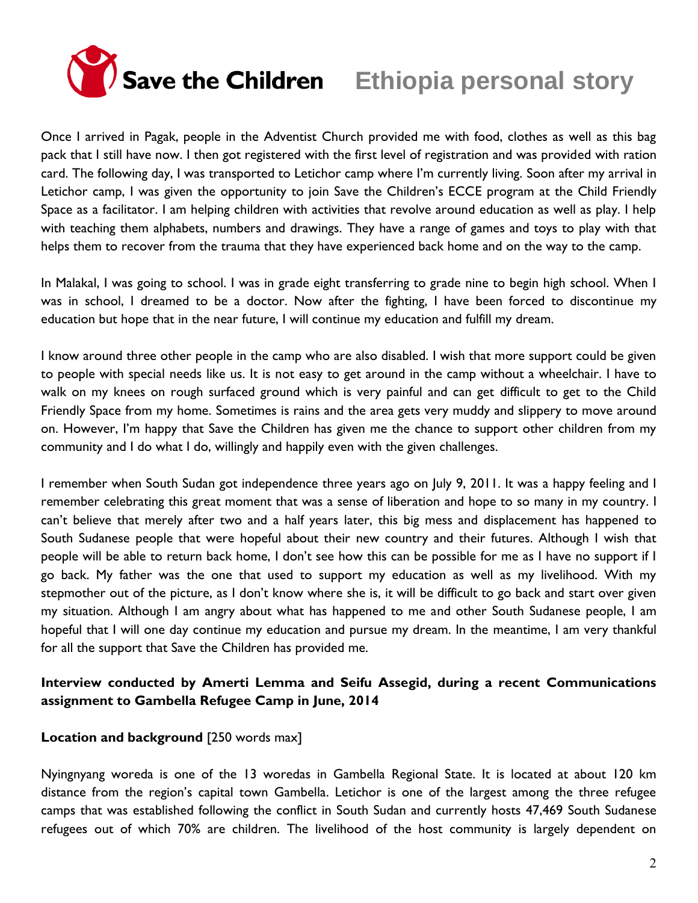Once I arrived in Pagak, people in the Adventist Church provided me with food, clothes as well as this bag pack that I still have now. I then got registered with the first level of registration and was provided with ration card. The following day, I was transported to Letichor camp where I'm currently living. Soon after my arrival in Letichor camp, I was given the opportunity to join Save the Children's ECCE program at the Child Friendly Space as a facilitator. I am helping children with activities that revolve around education as well as play. I help with teaching them alphabets, numbers and drawings. They have a range of games and toys to play with that helps them to recover from the trauma that they have experienced back home and on the way to the camp.

In Malakal, I was going to school. I was in grade eight transferring to grade nine to begin high school. When I was in school, I dreamed to be a doctor. Now after the fighting, I have been forced to discontinue my education but hope that in the near future, I will continue my education and fulfill my dream.

I know around three other people in the camp who are also disabled. I wish that more support could be given to people with special needs like us. It is not easy to get around in the camp without a wheelchair. I have to walk on my knees on rough surfaced ground which is very painful and can get difficult to get to the Child Friendly Space from my home. Sometimes is rains and the area gets very muddy and slippery to move around on. However, I'm happy that Save the Children has given me the chance to support other children from my community and I do what I do, willingly and happily even with the given challenges.

I remember when South Sudan got independence three years ago on July 9, 2011. It was a happy feeling and I remember celebrating this great moment that was a sense of liberation and hope to so many in my country. I can't believe that merely after two and a half years later, this big mess and displacement has happened to South Sudanese people that were hopeful about their new country and their futures. Although I wish that people will be able to return back home, I don't see how this can be possible for me as I have no support if I go back. My father was the one that used to support my education as well as my livelihood. With my stepmother out of the picture, as I don't know where she is, it will be difficult to go back and start over given my situation. Although I am angry about what has happened to me and other South Sudanese people, I am hopeful that I will one day continue my education and pursue my dream. In the meantime, I am very thankful for all the support that Save the Children has provided me.

**Interview conducted by Amerti Lemma and Seifu Assegid, during a recent Communications assignment to Gambella Refugee Camp in June, 2014**

**Location and background** [250 words max]

Nyingnyang woreda is one of the 13 woredas in Gambella Regional State. It is located at about 120 km distance from the region's capital town Gambella. Letichor is one of the largest among the three refugee camps that was established following the conflict in South Sudan and currently hosts 47,469 South Sudanese refugees out of which 70% are children. The livelihood of the host community is largely dependent on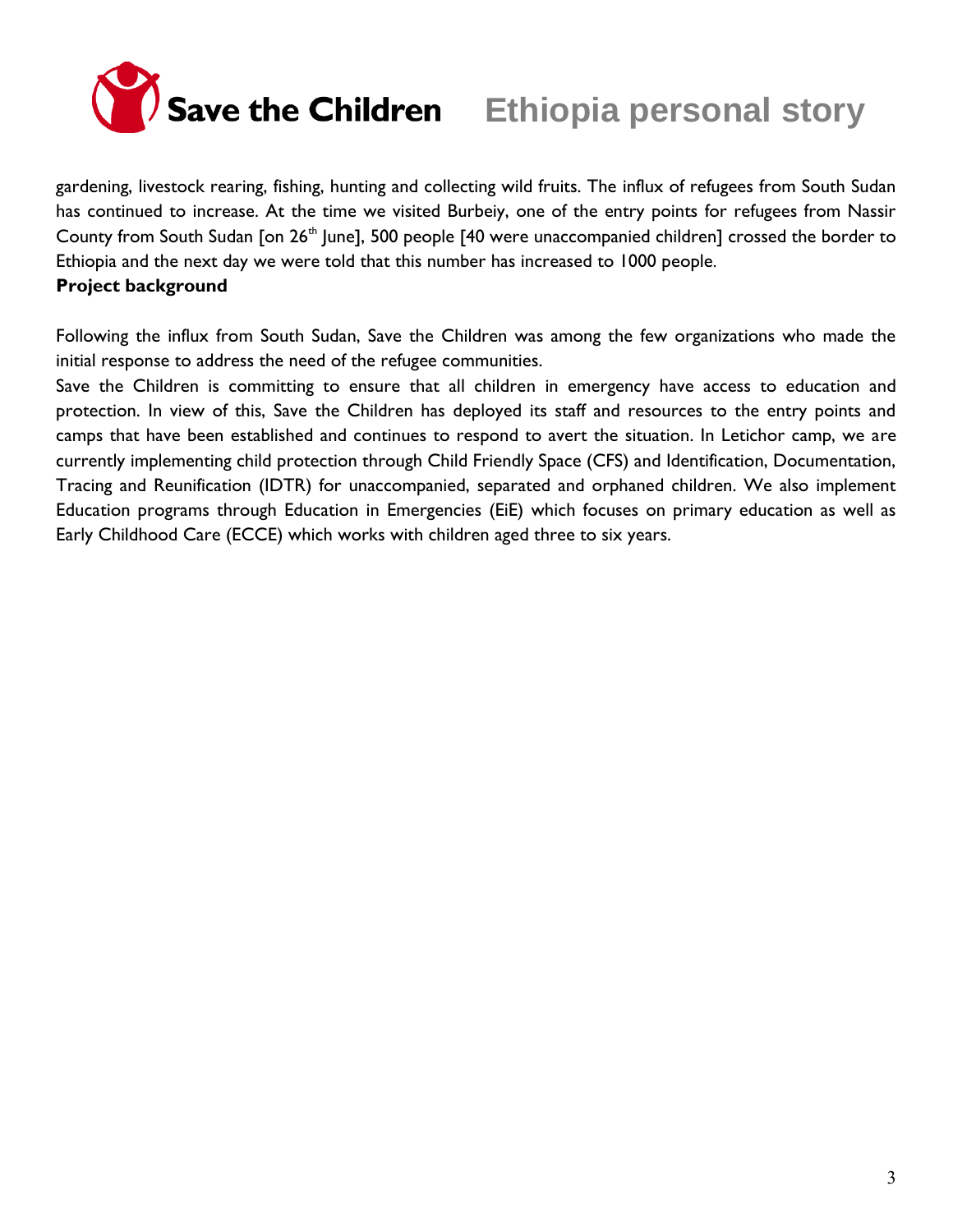gardening, livestock rearing, fishing, hunting and collecting wild fruits. The influx of refugees from South Sudan has continued to increase. At the time we visited Burbeiy, one of the entry points for refugees from Nassir County from South Sudan [on 26th June], 500 people [40 were unaccompanied children] crossed the border to Ethiopia and the next day we were told that this number has increased to 1000 people.

**Project background**

Following the influx from South Sudan, Save the Children was among the few organizations who made the initial response to address the need of the refugee communities.

Save the Children is committing to ensure that all children in emergency have access to education and protection. In view of this, Save the Children has deployed its staff and resources to the entry points and camps that have been established and continues to respond to avert the situation. In Letichor camp, we are currently implementing child protection through Child Friendly Space (CFS) and Identification, Documentation, Tracing and Reunification (IDTR) for unaccompanied, separated and orphaned children. We also implement Education programs through Education in Emergencies (EiE) which focuses on primary education as well as Early Childhood Care (ECCE) which works with children aged three to six years.